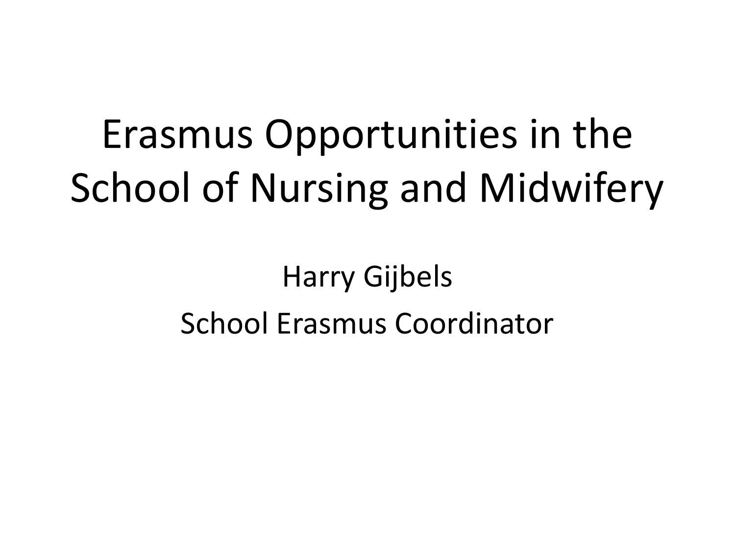# Erasmus Opportunities in the School of Nursing and Midwifery

Harry Gijbels

School Erasmus Coordinator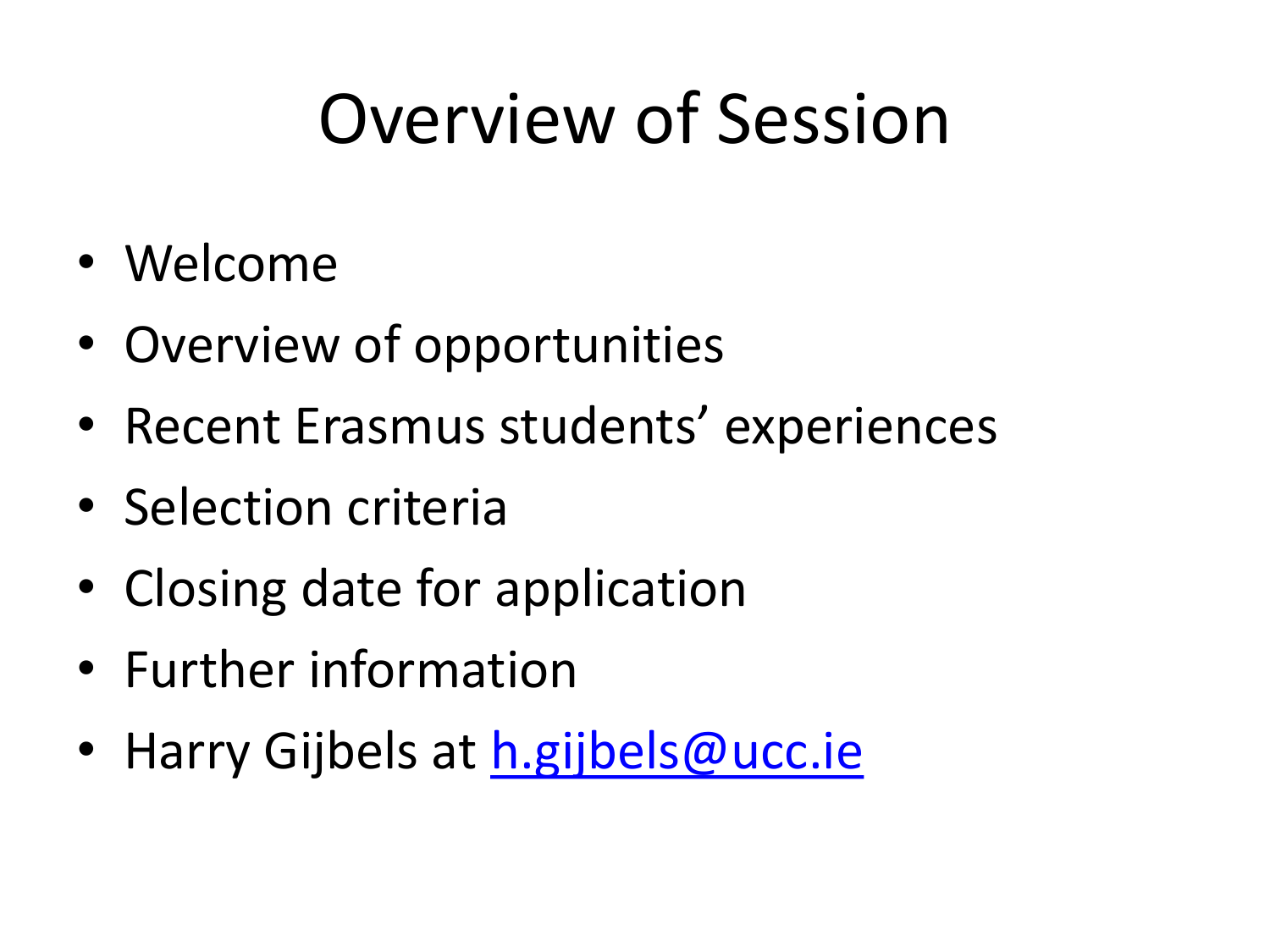# Overview of Session

- Welcome
- Overview of opportunities
- Recent Erasmus students' experiences
- Selection criteria
- Closing date for application
- Further information
- Harry Gijbels at h.gijbels@ucc.ie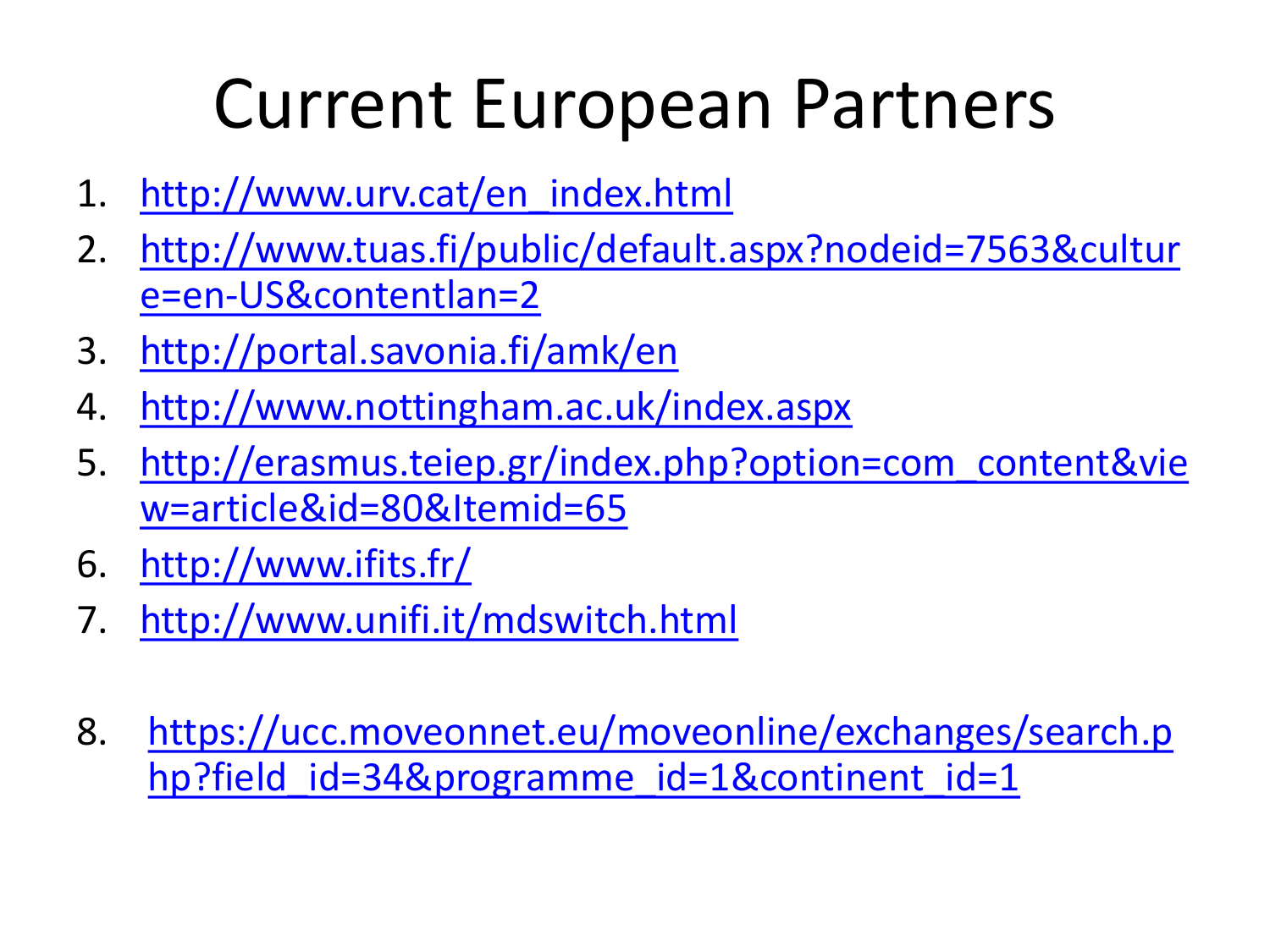# Current European Partners

1. http://www.urv.cat/en_index.html
2. http://www.tuas.fi/public/default.aspx?nodeid=7563&culture=en-US&contentlan=2
3. http://portal.savonia.fi/amk/en
4. http://www.nottingham.ac.uk/index.aspx
5. http://erasmus.teiep.gr/index.php?option=com_content&view=article&id=80&Itemid=65
6. http://www.ifits.fr/
7. http://www.unifi.it/mdswitch.html
8. https://ucc.moveonnet.eu/moveonline/exchanges/search.php?field_id=34&programme_id=1&continent_id=1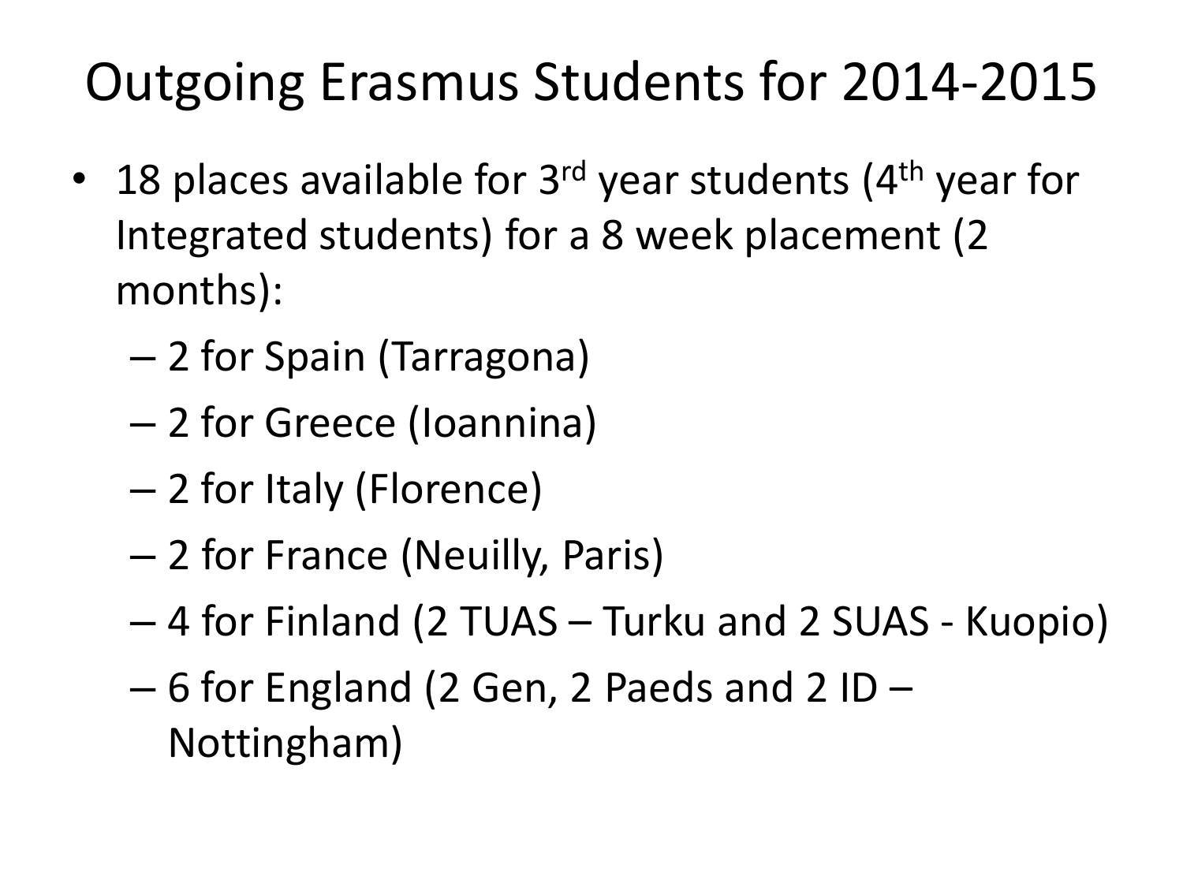# Outgoing Erasmus Students for 2014-2015

- 18 places available for 3rd year students (4th year for Integrated students) for a 8 week placement (2 months):
  - 2 for Spain (Tarragona)
  - 2 for Greece (Ioannina)
  - 2 for Italy (Florence)
  - 2 for France (Neuilly, Paris)
  - 4 for Finland (2 TUAS – Turku and 2 SUAS - Kuopio)
  - 6 for England (2 Gen, 2 Paeds and 2 ID – Nottingham)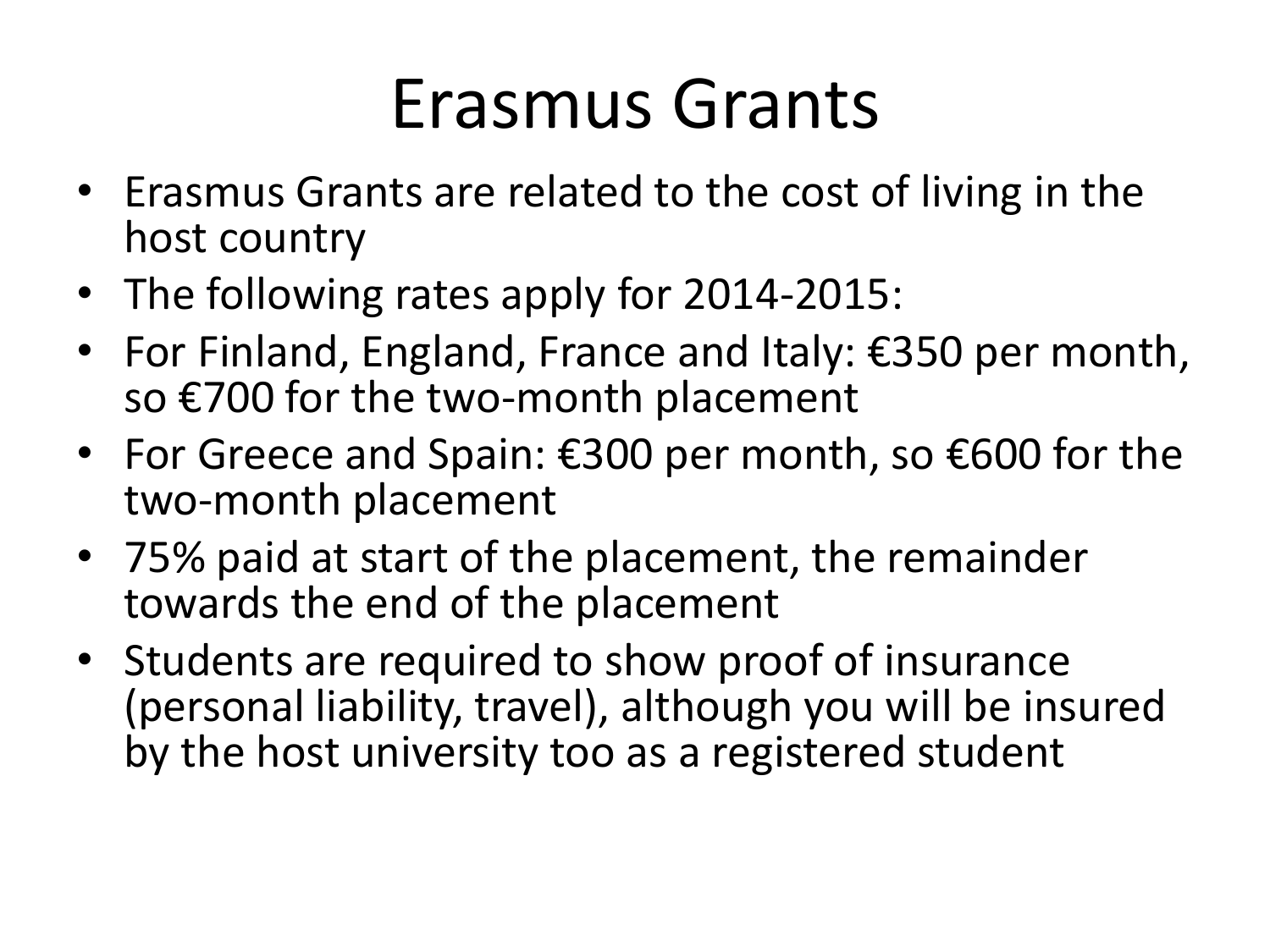# Erasmus Grants

- Erasmus Grants are related to the cost of living in the host country
- The following rates apply for 2014-2015:
- For Finland, England, France and Italy: €350 per month, so €700 for the two-month placement
- For Greece and Spain: €300 per month, so €600 for the two-month placement
- 75% paid at start of the placement, the remainder towards the end of the placement
- Students are required to show proof of insurance (personal liability, travel), although you will be insured by the host university too as a registered student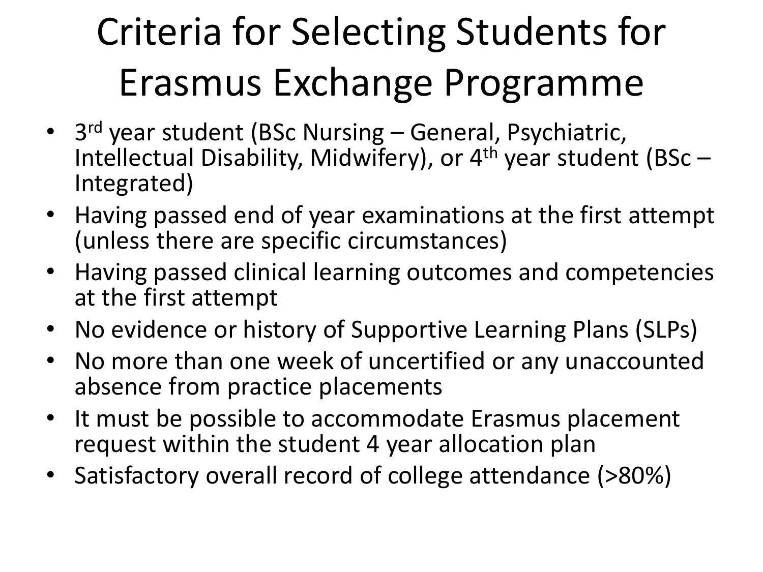# Criteria for Selecting Students for Erasmus Exchange Programme

- 3rd year student (BSc Nursing – General, Psychiatric, Intellectual Disability, Midwifery), or 4th year student (BSc – Integrated)
- Having passed end of year examinations at the first attempt (unless there are specific circumstances)
- Having passed clinical learning outcomes and competencies at the first attempt
- No evidence or history of Supportive Learning Plans (SLPs)
- No more than one week of uncertified or any unaccounted absence from practice placements
- It must be possible to accommodate Erasmus placement request within the student 4 year allocation plan
- Satisfactory overall record of college attendance (>80%)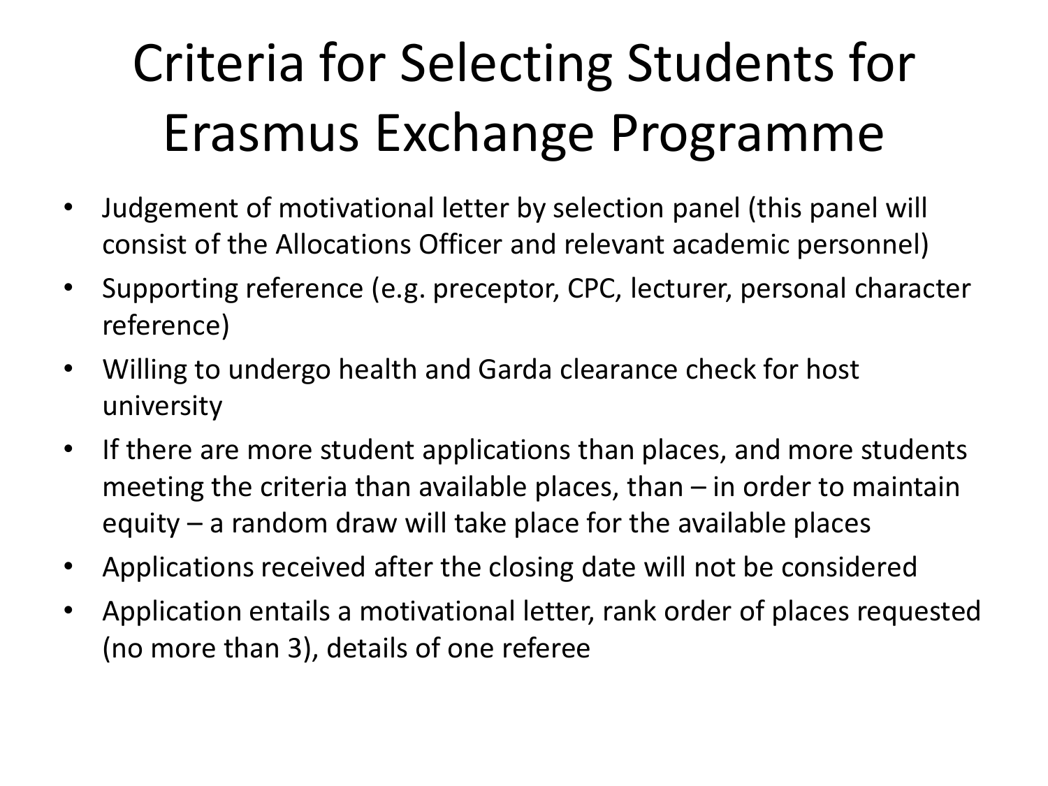# Criteria for Selecting Students for Erasmus Exchange Programme

- Judgement of motivational letter by selection panel (this panel will consist of the Allocations Officer and relevant academic personnel)
- Supporting reference (e.g. preceptor, CPC, lecturer, personal character reference)
- Willing to undergo health and Garda clearance check for host university
- If there are more student applications than places, and more students meeting the criteria than available places, than – in order to maintain equity – a random draw will take place for the available places
- Applications received after the closing date will not be considered
- Application entails a motivational letter, rank order of places requested (no more than 3), details of one referee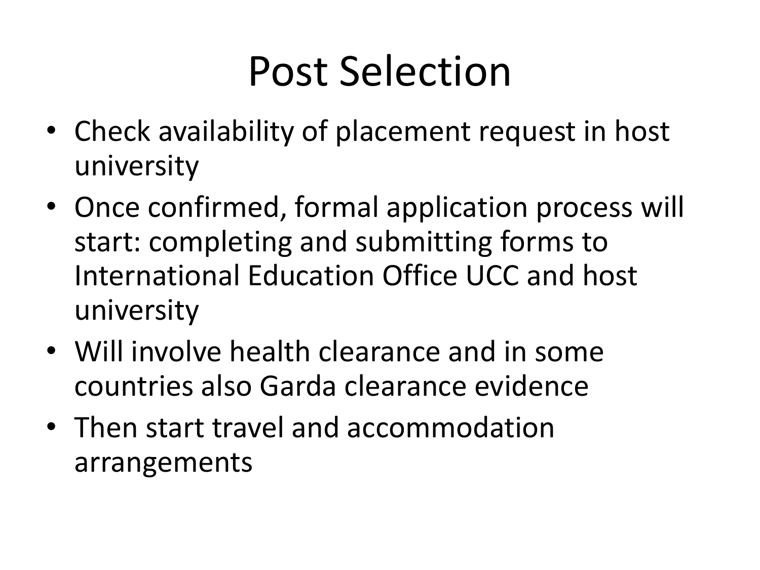# Post Selection

- Check availability of placement request in host university
- Once confirmed, formal application process will start: completing and submitting forms to International Education Office UCC and host university
- Will involve health clearance and in some countries also Garda clearance evidence
- Then start travel and accommodation arrangements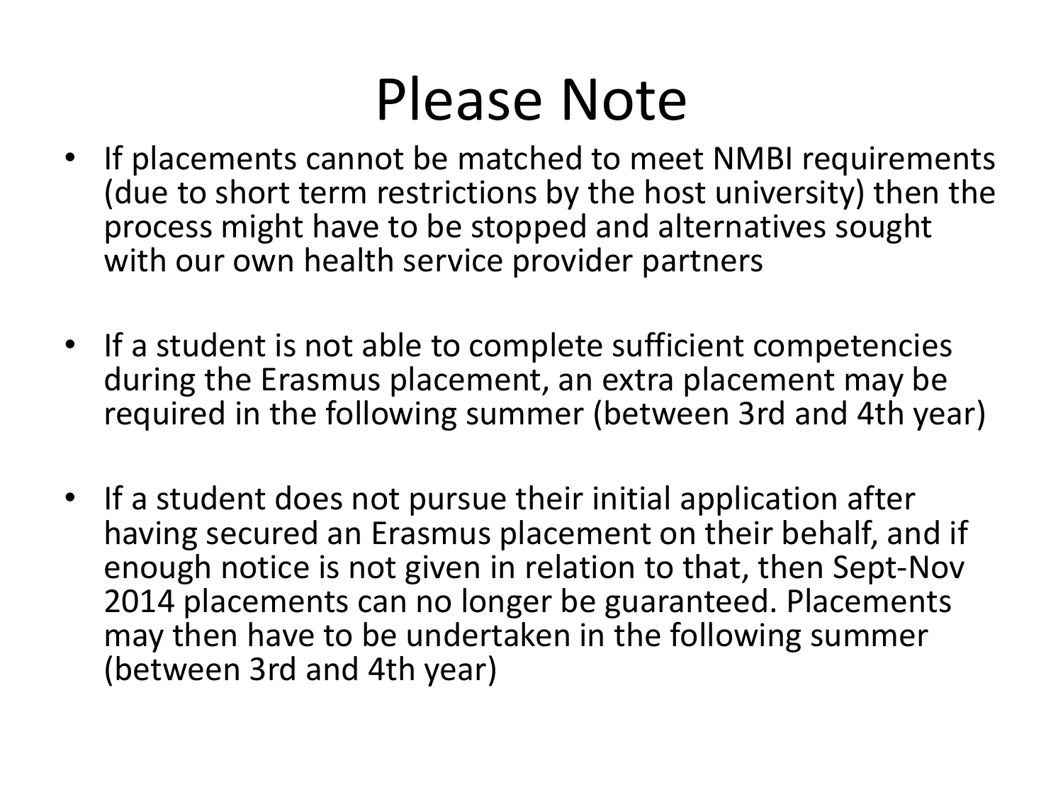# Please Note

- If placements cannot be matched to meet NMBI requirements (due to short term restrictions by the host university) then the process might have to be stopped and alternatives sought with our own health service provider partners
- If a student is not able to complete sufficient competencies during the Erasmus placement, an extra placement may be required in the following summer (between 3rd and 4th year)
- If a student does not pursue their initial application after having secured an Erasmus placement on their behalf, and if enough notice is not given in relation to that, then Sept-Nov 2014 placements can no longer be guaranteed. Placements may then have to be undertaken in the following summer (between 3rd and 4th year)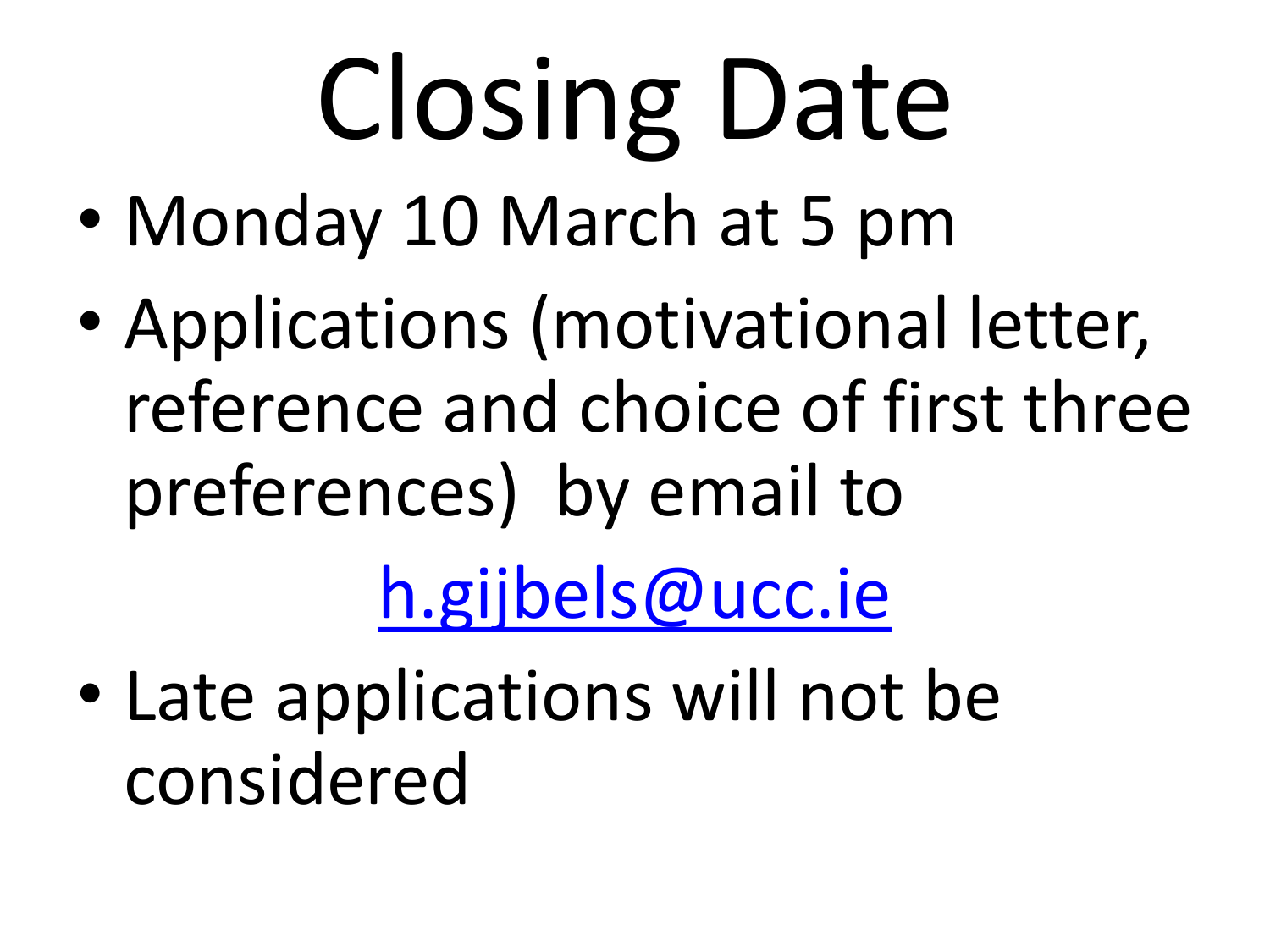# Closing Date

- Monday 10 March at 5 pm
- Applications (motivational letter, reference and choice of first three preferences) by email to

  h.gijbels@ucc.ie

- Late applications will not be considered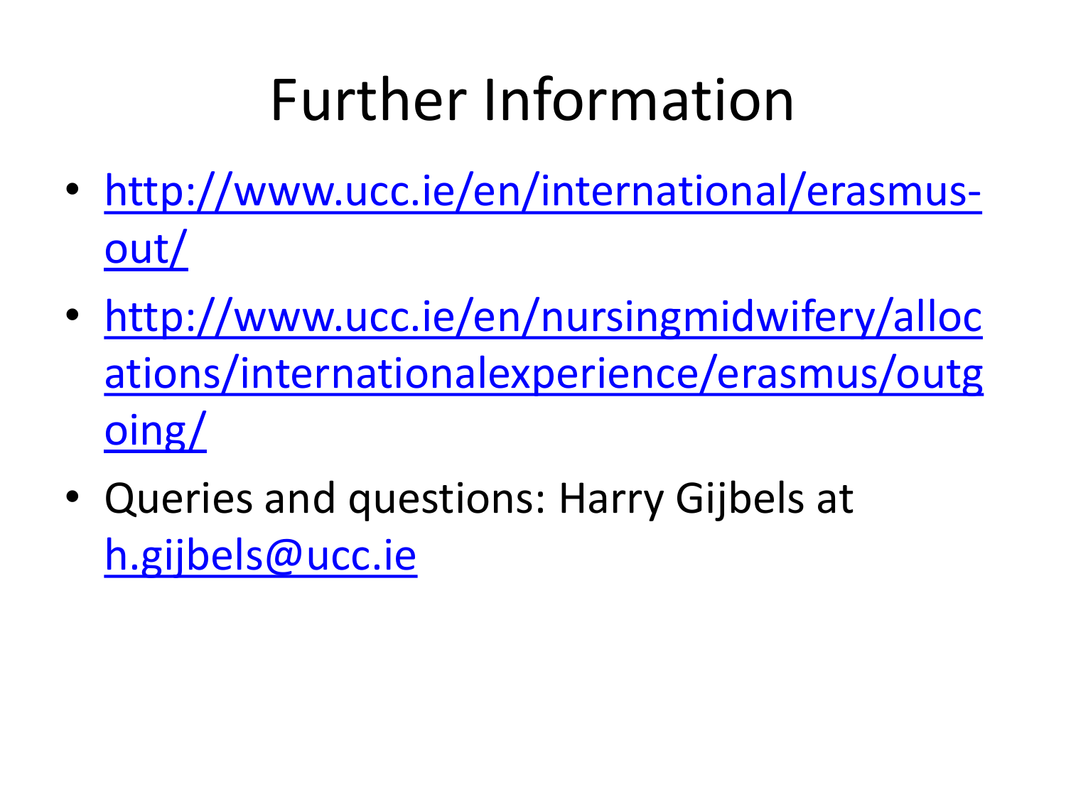# Further Information

- http://www.ucc.ie/en/international/erasmus-out/
- http://www.ucc.ie/en/nursingmidwifery/allocations/internationalexperience/erasmus/outgoing/
- Queries and questions: Harry Gijbels at h.gijbels@ucc.ie